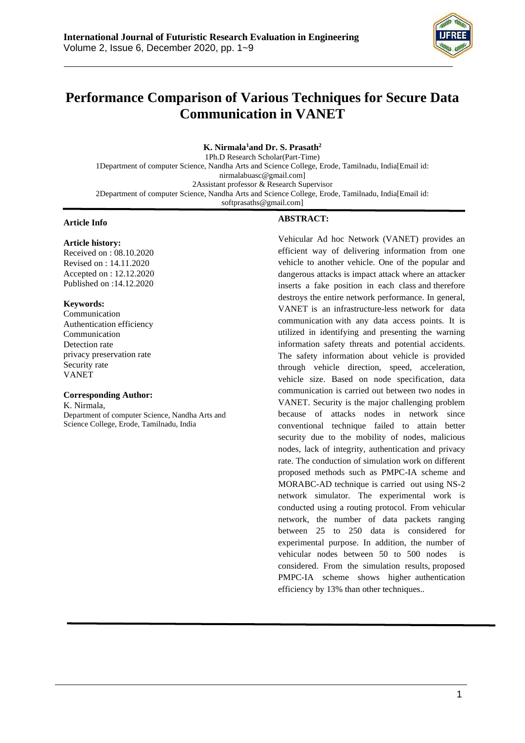# Performance Comparison of Various Techniques for Secure Data Communication in VANET

**K. Nirmala[1] and Dr. S. Prasath[2]**

1Ph.D Research Scholar(Part-Time)
1Department of computer Science, Nandha Arts and Science College, Erode, Tamilnadu, India[Email id: nirmalabuasc@gmail.com]
2Assistant professor & Research Supervisor
2Department of computer Science, Nandha Arts and Science College, Erode, Tamilnadu, India[Email id: softprasaths@gmail.com]

**Article Info**

**Article history:**
Received on : 08.10.2020
Revised on : 14.11.2020
Accepted on : 12.12.2020
Published on :14.12.2020

**Keywords:**
Communication
Authentication efficiency
Communication
Detection rate
privacy preservation rate
Security rate
VANET

**Corresponding Author:**
K. Nirmala,
Department of computer Science, Nandha Arts and Science College, Erode, Tamilnadu, India

**ABSTRACT:**

Vehicular Ad hoc Network (VANET) provides an efficient way of delivering information from one vehicle to another vehicle. One of the popular and dangerous attacks is impact attack where an attacker inserts a fake position in each class and therefore destroys the entire network performance. In general, VANET is an infrastructure-less network for data communication with any data access points. It is utilized in identifying and presenting the warning information safety threats and potential accidents. The safety information about vehicle is provided through vehicle direction, speed, acceleration, vehicle size. Based on node specification, data communication is carried out between two nodes in VANET. Security is the major challenging problem because of attacks nodes in network since conventional technique failed to attain better security due to the mobility of nodes, malicious nodes, lack of integrity, authentication and privacy rate. The conduction of simulation work on different proposed methods such as PMPC-IA scheme and MORABC-AD technique is carried out using NS-2 network simulator. The experimental work is conducted using a routing protocol. From vehicular network, the number of data packets ranging between 25 to 250 data is considered for experimental purpose. In addition, the number of vehicular nodes between 50 to 500 nodes is considered. From the simulation results, proposed PMPC-IA scheme shows higher authentication efficiency by 13% than other techniques..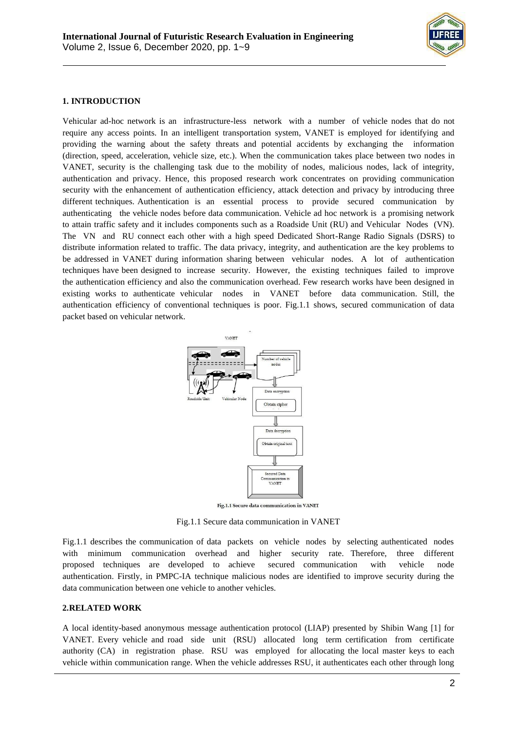## 1. INTRODUCTION

Vehicular ad-hoc network is an infrastructure-less network with a number of vehicle nodes that do not require any access points. In an intelligent transportation system, VANET is employed for identifying and providing the warning about the safety threats and potential accidents by exchanging the information (direction, speed, acceleration, vehicle size, etc.). When the communication takes place between two nodes in VANET, security is the challenging task due to the mobility of nodes, malicious nodes, lack of integrity, authentication and privacy. Hence, this proposed research work concentrates on providing communication security with the enhancement of authentication efficiency, attack detection and privacy by introducing three different techniques. Authentication is an essential process to provide secured communication by authenticating the vehicle nodes before data communication. Vehicle ad hoc network is a promising network to attain traffic safety and it includes components such as a Roadside Unit (RU) and Vehicular Nodes (VN). The VN and RU connect each other with a high speed Dedicated Short-Range Radio Signals (DSRS) to distribute information related to traffic. The data privacy, integrity, and authentication are the key problems to be addressed in VANET during information sharing between vehicular nodes. A lot of authentication techniques have been designed to increase security. However, the existing techniques failed to improve the authentication efficiency and also the communication overhead. Few research works have been designed in existing works to authenticate vehicular nodes in VANET before data communication. Still, the authentication efficiency of conventional techniques is poor. Fig.1.1 shows, secured communication of data packet based on vehicular network.

Fig.1.1 Secure data communication in VANET

Fig.1.1 describes the communication of data packets on vehicle nodes by selecting authenticated nodes with minimum communication overhead and higher security rate. Therefore, three different proposed techniques are developed to achieve secured communication with vehicle node authentication. Firstly, in PMPC-IA technique malicious nodes are identified to improve security during the data communication between one vehicle to another vehicles.

## 2. RELATED WORK

A local identity-based anonymous message authentication protocol (LIAP) presented by Shibin Wang [1] for VANET. Every vehicle and road side unit (RSU) allocated long term certification from certificate authority (CA) in registration phase. RSU was employed for allocating the local master keys to each vehicle within communication range. When the vehicle addresses RSU, it authenticates each other through long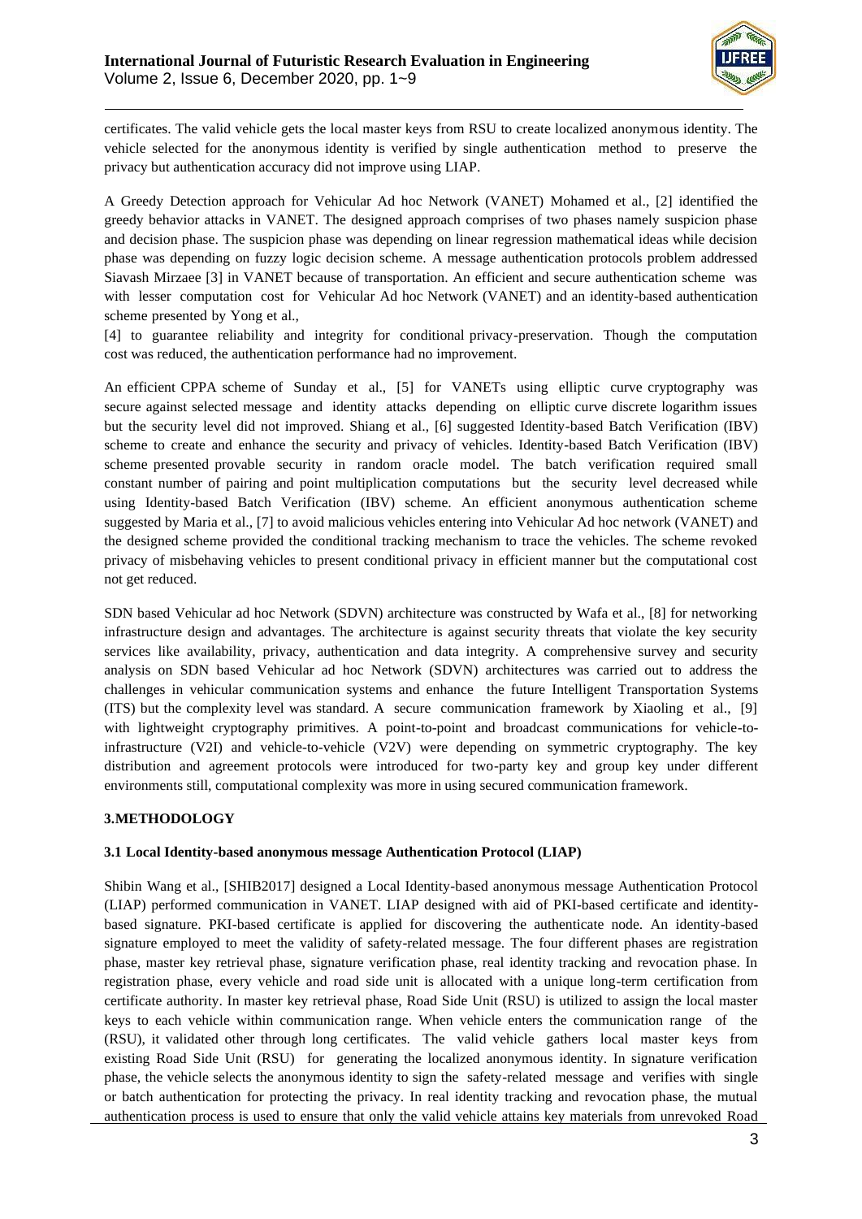certificates. The valid vehicle gets the local master keys from RSU to create localized anonymous identity. The vehicle selected for the anonymous identity is verified by single authentication method to preserve the privacy but authentication accuracy did not improve using LIAP.

A Greedy Detection approach for Vehicular Ad hoc Network (VANET) Mohamed et al., [2] identified the greedy behavior attacks in VANET. The designed approach comprises of two phases namely suspicion phase and decision phase. The suspicion phase was depending on linear regression mathematical ideas while decision phase was depending on fuzzy logic decision scheme. A message authentication protocols problem addressed Siavash Mirzaee [3] in VANET because of transportation. An efficient and secure authentication scheme was with lesser computation cost for Vehicular Ad hoc Network (VANET) and an identity-based authentication scheme presented by Yong et al., [4] to guarantee reliability and integrity for conditional privacy-preservation. Though the computation cost was reduced, the authentication performance had no improvement.

An efficient CPPA scheme of Sunday et al., [5] for VANETs using elliptic curve cryptography was secure against selected message and identity attacks depending on elliptic curve discrete logarithm issues but the security level did not improved. Shiang et al., [6] suggested Identity-based Batch Verification (IBV) scheme to create and enhance the security and privacy of vehicles. Identity-based Batch Verification (IBV) scheme presented provable security in random oracle model. The batch verification required small constant number of pairing and point multiplication computations but the security level decreased while using Identity-based Batch Verification (IBV) scheme. An efficient anonymous authentication scheme suggested by Maria et al., [7] to avoid malicious vehicles entering into Vehicular Ad hoc network (VANET) and the designed scheme provided the conditional tracking mechanism to trace the vehicles. The scheme revoked privacy of misbehaving vehicles to present conditional privacy in efficient manner but the computational cost not get reduced.

SDN based Vehicular ad hoc Network (SDVN) architecture was constructed by Wafa et al., [8] for networking infrastructure design and advantages. The architecture is against security threats that violate the key security services like availability, privacy, authentication and data integrity. A comprehensive survey and security analysis on SDN based Vehicular ad hoc Network (SDVN) architectures was carried out to address the challenges in vehicular communication systems and enhance the future Intelligent Transportation Systems (ITS) but the complexity level was standard. A secure communication framework by Xiaoling et al., [9] with lightweight cryptography primitives. A point-to-point and broadcast communications for vehicle-to-infrastructure (V2I) and vehicle-to-vehicle (V2V) were depending on symmetric cryptography. The key distribution and agreement protocols were introduced for two-party key and group key under different environments still, computational complexity was more in using secured communication framework.

## 3.METHODOLOGY

### 3.1 Local Identity-based anonymous message Authentication Protocol (LIAP)

Shibin Wang et al., [SHIB2017] designed a Local Identity-based anonymous message Authentication Protocol (LIAP) performed communication in VANET. LIAP designed with aid of PKI-based certificate and identity-based signature. PKI-based certificate is applied for discovering the authenticate node. An identity-based signature employed to meet the validity of safety-related message. The four different phases are registration phase, master key retrieval phase, signature verification phase, real identity tracking and revocation phase. In registration phase, every vehicle and road side unit is allocated with a unique long-term certification from certificate authority. In master key retrieval phase, Road Side Unit (RSU) is utilized to assign the local master keys to each vehicle within communication range. When vehicle enters the communication range of the (RSU), it validated other through long certificates. The valid vehicle gathers local master keys from existing Road Side Unit (RSU) for generating the localized anonymous identity. In signature verification phase, the vehicle selects the anonymous identity to sign the safety-related message and verifies with single or batch authentication for protecting the privacy. In real identity tracking and revocation phase, the mutual authentication process is used to ensure that only the valid vehicle attains key materials from unrevoked Road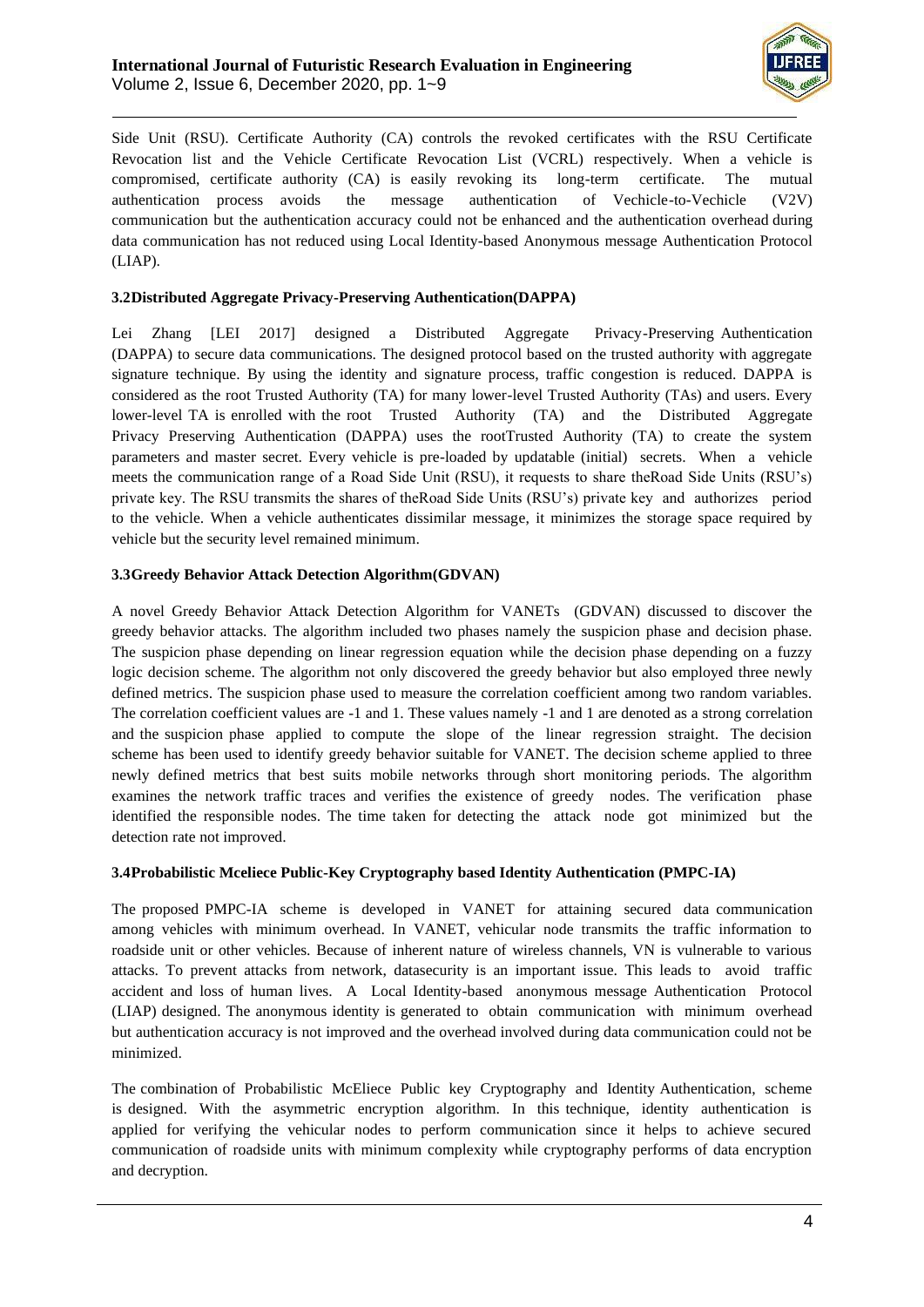Side Unit (RSU). Certificate Authority (CA) controls the revoked certificates with the RSU Certificate Revocation list and the Vehicle Certificate Revocation List (VCRL) respectively. When a vehicle is compromised, certificate authority (CA) is easily revoking its long-term certificate. The mutual authentication process avoids the message authentication of Vechicle-to-Vechicle (V2V) communication but the authentication accuracy could not be enhanced and the authentication overhead during data communication has not reduced using Local Identity-based Anonymous message Authentication Protocol (LIAP).

### 3.2Distributed Aggregate Privacy-Preserving Authentication(DAPPA)

Lei Zhang [LEI 2017] designed a Distributed Aggregate Privacy-Preserving Authentication (DAPPA) to secure data communications. The designed protocol based on the trusted authority with aggregate signature technique. By using the identity and signature process, traffic congestion is reduced. DAPPA is considered as the root Trusted Authority (TA) for many lower-level Trusted Authority (TAs) and users. Every lower-level TA is enrolled with the root Trusted Authority (TA) and the Distributed Aggregate Privacy Preserving Authentication (DAPPA) uses the rootTrusted Authority (TA) to create the system parameters and master secret. Every vehicle is pre-loaded by updatable (initial) secrets. When a vehicle meets the communication range of a Road Side Unit (RSU), it requests to share theRoad Side Units (RSU's) private key. The RSU transmits the shares of theRoad Side Units (RSU's) private key and authorizes period to the vehicle. When a vehicle authenticates dissimilar message, it minimizes the storage space required by vehicle but the security level remained minimum.

### 3.3Greedy Behavior Attack Detection Algorithm(GDVAN)

A novel Greedy Behavior Attack Detection Algorithm for VANETs (GDVAN) discussed to discover the greedy behavior attacks. The algorithm included two phases namely the suspicion phase and decision phase. The suspicion phase depending on linear regression equation while the decision phase depending on a fuzzy logic decision scheme. The algorithm not only discovered the greedy behavior but also employed three newly defined metrics. The suspicion phase used to measure the correlation coefficient among two random variables. The correlation coefficient values are -1 and 1. These values namely -1 and 1 are denoted as a strong correlation and the suspicion phase applied to compute the slope of the linear regression straight. The decision scheme has been used to identify greedy behavior suitable for VANET. The decision scheme applied to three newly defined metrics that best suits mobile networks through short monitoring periods. The algorithm examines the network traffic traces and verifies the existence of greedy nodes. The verification phase identified the responsible nodes. The time taken for detecting the attack node got minimized but the detection rate not improved.

### 3.4Probabilistic Mceliece Public-Key Cryptography based Identity Authentication (PMPC-IA)

The proposed PMPC-IA scheme is developed in VANET for attaining secured data communication among vehicles with minimum overhead. In VANET, vehicular node transmits the traffic information to roadside unit or other vehicles. Because of inherent nature of wireless channels, VN is vulnerable to various attacks. To prevent attacks from network, datasecurity is an important issue. This leads to avoid traffic accident and loss of human lives. A Local Identity-based anonymous message Authentication Protocol (LIAP) designed. The anonymous identity is generated to obtain communication with minimum overhead but authentication accuracy is not improved and the overhead involved during data communication could not be minimized.

The combination of Probabilistic McEliece Public key Cryptography and Identity Authentication, scheme is designed. With the asymmetric encryption algorithm. In this technique, identity authentication is applied for verifying the vehicular nodes to perform communication since it helps to achieve secured communication of roadside units with minimum complexity while cryptography performs of data encryption and decryption.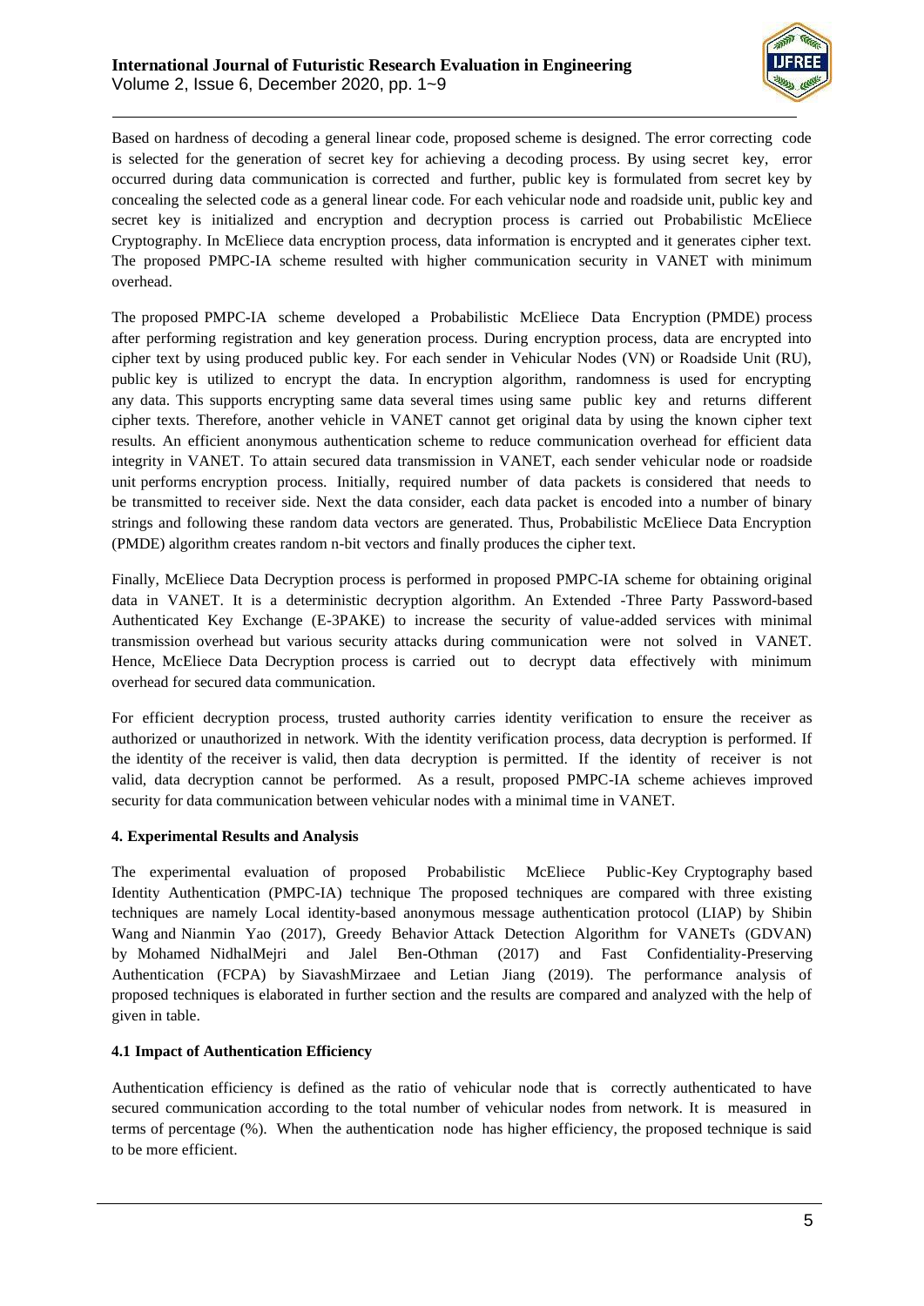Based on hardness of decoding a general linear code, proposed scheme is designed. The error correcting code is selected for the generation of secret key for achieving a decoding process. By using secret key, error occurred during data communication is corrected and further, public key is formulated from secret key by concealing the selected code as a general linear code. For each vehicular node and roadside unit, public key and secret key is initialized and encryption and decryption process is carried out Probabilistic McEliece Cryptography. In McEliece data encryption process, data information is encrypted and it generates cipher text. The proposed PMPC-IA scheme resulted with higher communication security in VANET with minimum overhead.

The proposed PMPC-IA scheme developed a Probabilistic McEliece Data Encryption (PMDE) process after performing registration and key generation process. During encryption process, data are encrypted into cipher text by using produced public key. For each sender in Vehicular Nodes (VN) or Roadside Unit (RU), public key is utilized to encrypt the data. In encryption algorithm, randomness is used for encrypting any data. This supports encrypting same data several times using same public key and returns different cipher texts. Therefore, another vehicle in VANET cannot get original data by using the known cipher text results. An efficient anonymous authentication scheme to reduce communication overhead for efficient data integrity in VANET. To attain secured data transmission in VANET, each sender vehicular node or roadside unit performs encryption process. Initially, required number of data packets is considered that needs to be transmitted to receiver side. Next the data consider, each data packet is encoded into a number of binary strings and following these random data vectors are generated. Thus, Probabilistic McEliece Data Encryption (PMDE) algorithm creates random n-bit vectors and finally produces the cipher text.

Finally, McEliece Data Decryption process is performed in proposed PMPC-IA scheme for obtaining original data in VANET. It is a deterministic decryption algorithm. An Extended -Three Party Password-based Authenticated Key Exchange (E-3PAKE) to increase the security of value-added services with minimal transmission overhead but various security attacks during communication were not solved in VANET. Hence, McEliece Data Decryption process is carried out to decrypt data effectively with minimum overhead for secured data communication.

For efficient decryption process, trusted authority carries identity verification to ensure the receiver as authorized or unauthorized in network. With the identity verification process, data decryption is performed. If the identity of the receiver is valid, then data decryption is permitted. If the identity of receiver is not valid, data decryption cannot be performed. As a result, proposed PMPC-IA scheme achieves improved security for data communication between vehicular nodes with a minimal time in VANET.

## 4. Experimental Results and Analysis

The experimental evaluation of proposed Probabilistic McEliece Public-Key Cryptography based Identity Authentication (PMPC-IA) technique The proposed techniques are compared with three existing techniques are namely Local identity-based anonymous message authentication protocol (LIAP) by Shibin Wang and Nianmin Yao (2017), Greedy Behavior Attack Detection Algorithm for VANETs (GDVAN) by Mohamed NidhalMejri and Jalel Ben-Othman (2017) and Fast Confidentiality-Preserving Authentication (FCPA) by SiavashMirzaee and Letian Jiang (2019). The performance analysis of proposed techniques is elaborated in further section and the results are compared and analyzed with the help of given in table.

### 4.1 Impact of Authentication Efficiency

Authentication efficiency is defined as the ratio of vehicular node that is correctly authenticated to have secured communication according to the total number of vehicular nodes from network. It is measured in terms of percentage (%). When the authentication node has higher efficiency, the proposed technique is said to be more efficient.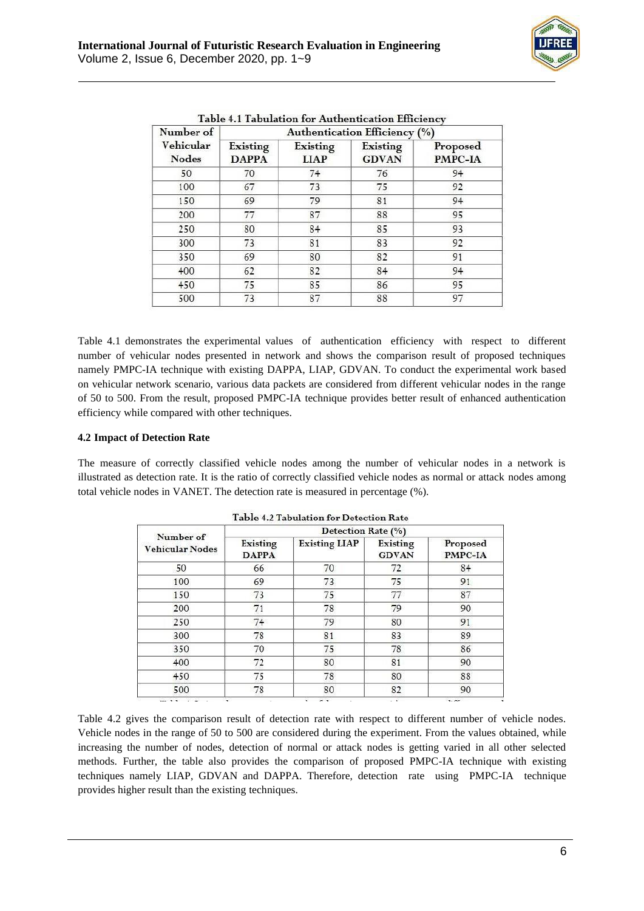Table 4.1 Tabulation for Authentication Efficiency

| Number of Vehicular Nodes | Authentication Efficiency (%) | | | |
|---|---|---|---|---|
| | Existing DAPPA | Existing LIAP | Existing GDVAN | Proposed PMPC-IA |
| 50 | 70 | 74 | 76 | 94 |
| 100 | 67 | 73 | 75 | 92 |
| 150 | 69 | 79 | 81 | 94 |
| 200 | 77 | 87 | 88 | 95 |
| 250 | 80 | 84 | 85 | 93 |
| 300 | 73 | 81 | 83 | 92 |
| 350 | 69 | 80 | 82 | 91 |
| 400 | 62 | 82 | 84 | 94 |
| 450 | 75 | 85 | 86 | 95 |
| 500 | 73 | 87 | 88 | 97 |

Table 4.1 demonstrates the experimental values of authentication efficiency with respect to different number of vehicular nodes presented in network and shows the comparison result of proposed techniques namely PMPC-IA technique with existing DAPPA, LIAP, GDVAN. To conduct the experimental work based on vehicular network scenario, various data packets are considered from different vehicular nodes in the range of 50 to 500. From the result, proposed PMPC-IA technique provides better result of enhanced authentication efficiency while compared with other techniques.

**4.2 Impact of Detection Rate**

The measure of correctly classified vehicle nodes among the number of vehicular nodes in a network is illustrated as detection rate. It is the ratio of correctly classified vehicle nodes as normal or attack nodes among total vehicle nodes in VANET. The detection rate is measured in percentage (%).

Table 4.2 Tabulation for Detection Rate

| Number of Vehicular Nodes | Detection Rate (%) | | | |
|---|---|---|---|---|
| | Existing DAPPA | Existing LIAP | Existing GDVAN | Proposed PMPC-IA |
| 50 | 66 | 70 | 72 | 84 |
| 100 | 69 | 73 | 75 | 91 |
| 150 | 73 | 75 | 77 | 87 |
| 200 | 71 | 78 | 79 | 90 |
| 250 | 74 | 79 | 80 | 91 |
| 300 | 78 | 81 | 83 | 89 |
| 350 | 70 | 75 | 78 | 86 |
| 400 | 72 | 80 | 81 | 90 |
| 450 | 75 | 78 | 80 | 88 |
| 500 | 78 | 80 | 82 | 90 |

Table 4.2 gives the comparison result of detection rate with respect to different number of vehicle nodes. Vehicle nodes in the range of 50 to 500 are considered during the experiment. From the values obtained, while increasing the number of nodes, detection of normal or attack nodes is getting varied in all other selected methods. Further, the table also provides the comparison of proposed PMPC-IA technique with existing techniques namely LIAP, GDVAN and DAPPA. Therefore, detection rate using PMPC-IA technique provides higher result than the existing techniques.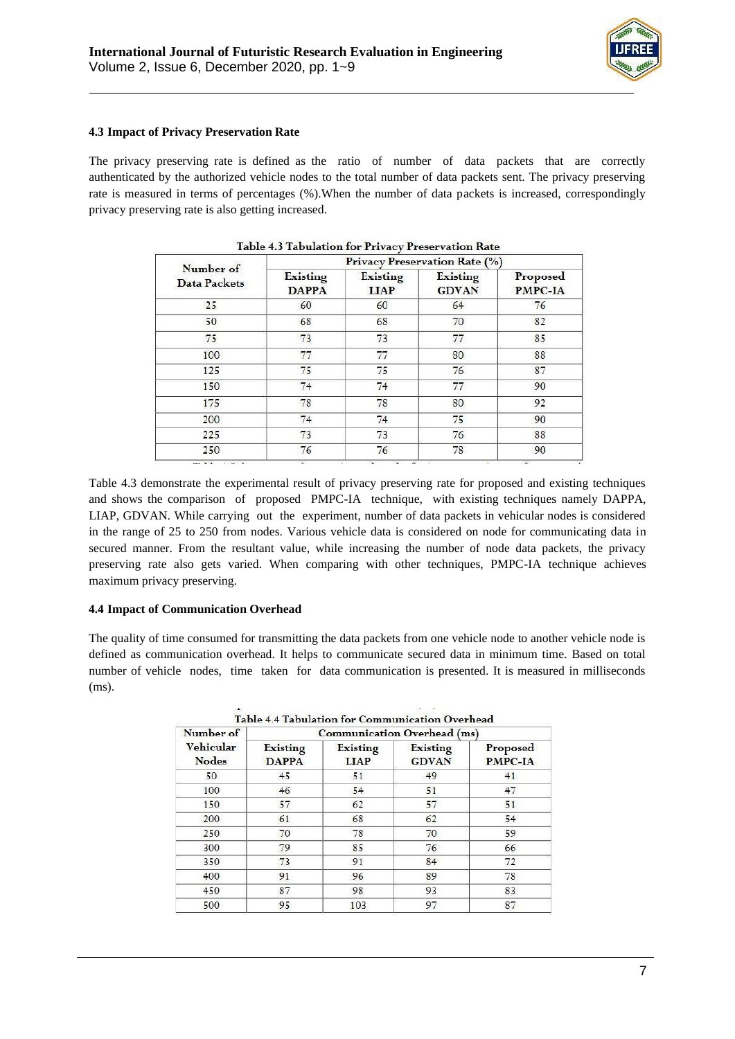#### 4.3 Impact of Privacy Preservation Rate

The privacy preserving rate is defined as the ratio of number of data packets that are correctly authenticated by the authorized vehicle nodes to the total number of data packets sent. The privacy preserving rate is measured in terms of percentages (%).When the number of data packets is increased, correspondingly privacy preserving rate is also getting increased.

Table 4.3 Tabulation for Privacy Preservation Rate

| Number of Data Packets | Privacy Preservation Rate (%) | | | |
|---|---|---|---|---|
| | Existing DAPPA | Existing LIAP | Existing GDVAN | Proposed PMPC-IA |
| 25 | 60 | 60 | 64 | 76 |
| 50 | 68 | 68 | 70 | 82 |
| 75 | 73 | 73 | 77 | 85 |
| 100 | 77 | 77 | 80 | 88 |
| 125 | 75 | 75 | 76 | 87 |
| 150 | 74 | 74 | 77 | 90 |
| 175 | 78 | 78 | 80 | 92 |
| 200 | 74 | 74 | 75 | 90 |
| 225 | 73 | 73 | 76 | 88 |
| 250 | 76 | 76 | 78 | 90 |

Table 4.3 demonstrate the experimental result of privacy preserving rate for proposed and existing techniques and shows the comparison of proposed PMPC-IA technique, with existing techniques namely DAPPA, LIAP, GDVAN. While carrying out the experiment, number of data packets in vehicular nodes is considered in the range of 25 to 250 from nodes. Various vehicle data is considered on node for communicating data in secured manner. From the resultant value, while increasing the number of node data packets, the privacy preserving rate also gets varied. When comparing with other techniques, PMPC-IA technique achieves maximum privacy preserving.

#### 4.4 Impact of Communication Overhead

The quality of time consumed for transmitting the data packets from one vehicle node to another vehicle node is defined as communication overhead. It helps to communicate secured data in minimum time. Based on total number of vehicle nodes, time taken for data communication is presented. It is measured in milliseconds (ms).

Table 4.4 Tabulation for Communication Overhead

| Number of Vehicular Nodes | Communication Overhead (ms) | | | |
|---|---|---|---|---|
| | Existing DAPPA | Existing LIAP | Existing GDVAN | Proposed PMPC-IA |
| 50 | 45 | 51 | 49 | 41 |
| 100 | 46 | 54 | 51 | 47 |
| 150 | 57 | 62 | 57 | 51 |
| 200 | 61 | 68 | 62 | 54 |
| 250 | 70 | 78 | 70 | 59 |
| 300 | 79 | 85 | 76 | 66 |
| 350 | 73 | 91 | 84 | 72 |
| 400 | 91 | 96 | 89 | 78 |
| 450 | 87 | 98 | 93 | 83 |
| 500 | 95 | 103 | 97 | 87 |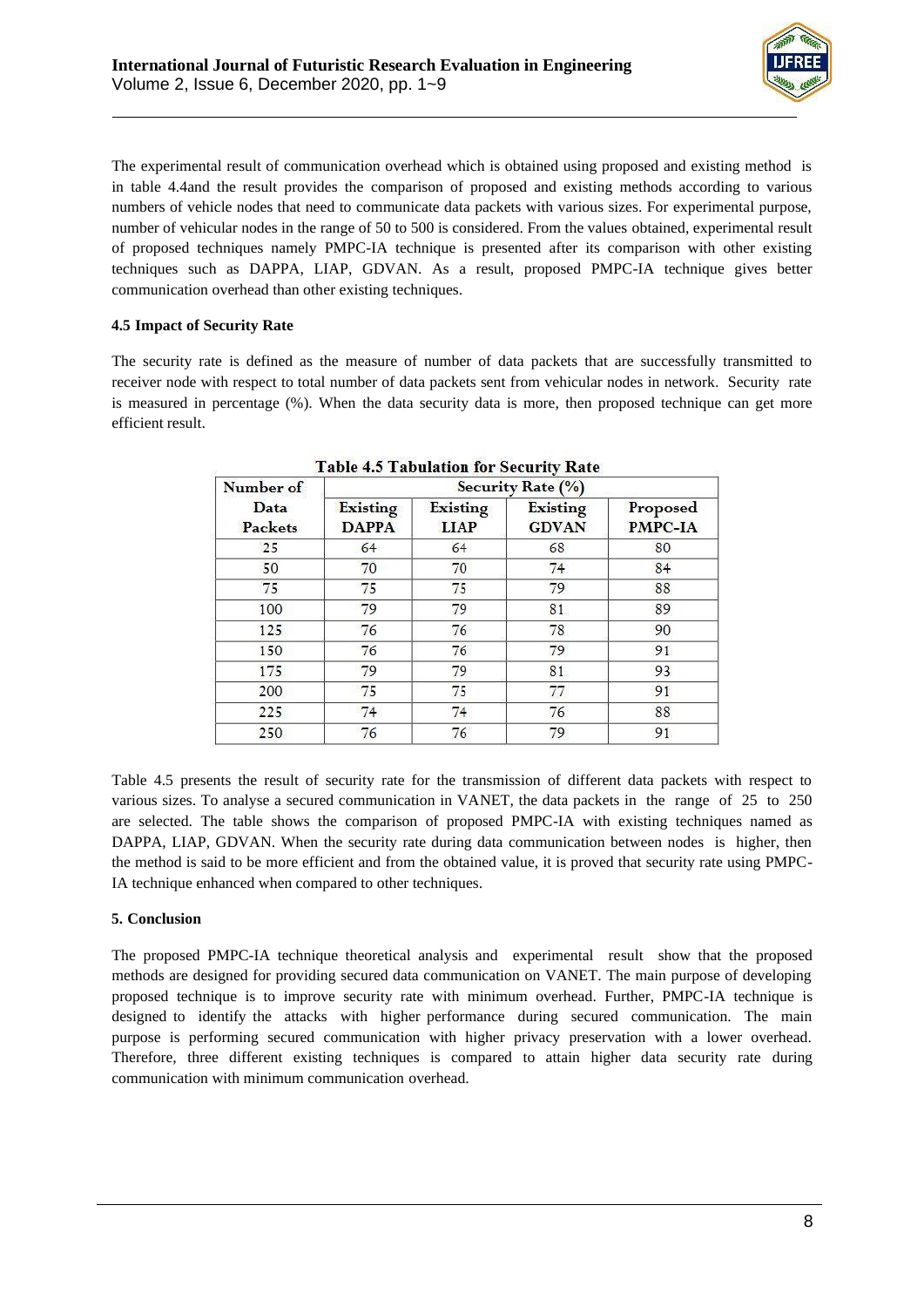The experimental result of communication overhead which is obtained using proposed and existing method is in table 4.4and the result provides the comparison of proposed and existing methods according to various numbers of vehicle nodes that need to communicate data packets with various sizes. For experimental purpose, number of vehicular nodes in the range of 50 to 500 is considered. From the values obtained, experimental result of proposed techniques namely PMPC-IA technique is presented after its comparison with other existing techniques such as DAPPA, LIAP, GDVAN. As a result, proposed PMPC-IA technique gives better communication overhead than other existing techniques.

**4.5 Impact of Security Rate**

The security rate is defined as the measure of number of data packets that are successfully transmitted to receiver node with respect to total number of data packets sent from vehicular nodes in network. Security rate is measured in percentage (%). When the data security data is more, then proposed technique can get more efficient result.

**Table 4.5 Tabulation for Security Rate**

| Number of Data Packets | Security Rate (%) | | | |
|---|---|---|---|---|
| | Existing DAPPA | Existing LIAP | Existing GDVAN | Proposed PMPC-IA |
| 25 | 64 | 64 | 68 | 80 |
| 50 | 70 | 70 | 74 | 84 |
| 75 | 75 | 75 | 79 | 88 |
| 100 | 79 | 79 | 81 | 89 |
| 125 | 76 | 76 | 78 | 90 |
| 150 | 76 | 76 | 79 | 91 |
| 175 | 79 | 79 | 81 | 93 |
| 200 | 75 | 75 | 77 | 91 |
| 225 | 74 | 74 | 76 | 88 |
| 250 | 76 | 76 | 79 | 91 |

Table 4.5 presents the result of security rate for the transmission of different data packets with respect to various sizes. To analyse a secured communication in VANET, the data packets in the range of 25 to 250 are selected. The table shows the comparison of proposed PMPC-IA with existing techniques named as DAPPA, LIAP, GDVAN. When the security rate during data communication between nodes is higher, then the method is said to be more efficient and from the obtained value, it is proved that security rate using PMPC-IA technique enhanced when compared to other techniques.

**5. Conclusion**

The proposed PMPC-IA technique theoretical analysis and experimental result show that the proposed methods are designed for providing secured data communication on VANET. The main purpose of developing proposed technique is to improve security rate with minimum overhead. Further, PMPC-IA technique is designed to identify the attacks with higher performance during secured communication. The main purpose is performing secured communication with higher privacy preservation with a lower overhead. Therefore, three different existing techniques is compared to attain higher data security rate during communication with minimum communication overhead.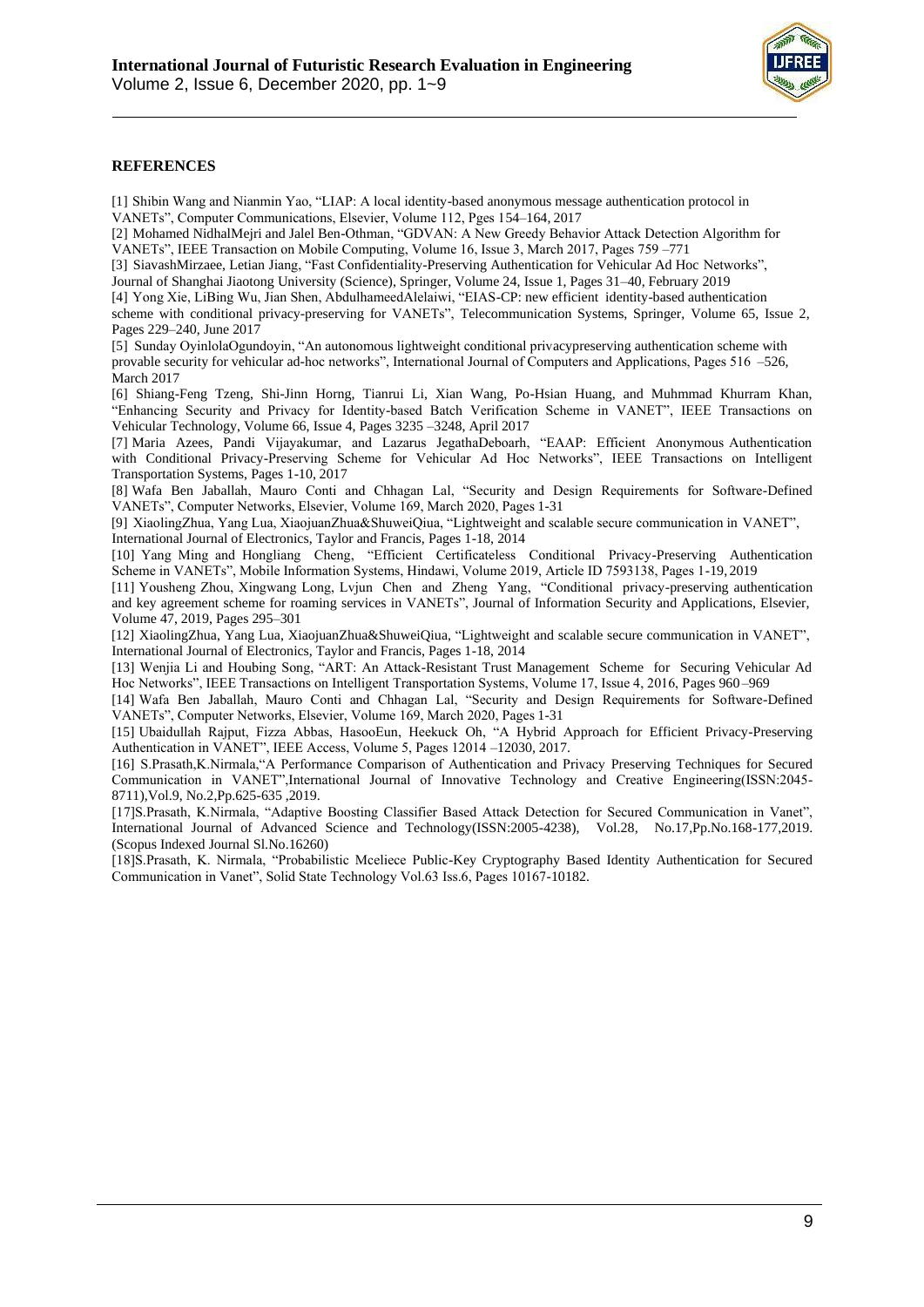**REFERENCES**

[1] Shibin Wang and Nianmin Yao, "LIAP: A local identity-based anonymous message authentication protocol in VANETs", Computer Communications, Elsevier, Volume 112, Pges 154–164, 2017

[2] Mohamed NidhalMejri and Jalel Ben-Othman, "GDVAN: A New Greedy Behavior Attack Detection Algorithm for VANETs", IEEE Transaction on Mobile Computing, Volume 16, Issue 3, March 2017, Pages 759 –771

[3] SiavashMirzaee, Letian Jiang, "Fast Confidentiality-Preserving Authentication for Vehicular Ad Hoc Networks", Journal of Shanghai Jiaotong University (Science), Springer, Volume 24, Issue 1, Pages 31–40, February 2019

[4] Yong Xie, LiBing Wu, Jian Shen, AbdulhameedAlelaiwi, "EIAS-CP: new efficient identity-based authentication scheme with conditional privacy-preserving for VANETs", Telecommunication Systems, Springer, Volume 65, Issue 2, Pages 229–240, June 2017

[5] Sunday OyinlolaOgundoyin, "An autonomous lightweight conditional privacypreserving authentication scheme with provable security for vehicular ad-hoc networks", International Journal of Computers and Applications, Pages 516 –526, March 2017

[6] Shiang-Feng Tzeng, Shi-Jinn Horng, Tianrui Li, Xian Wang, Po-Hsian Huang, and Muhmmad Khurram Khan, "Enhancing Security and Privacy for Identity-based Batch Verification Scheme in VANET", IEEE Transactions on Vehicular Technology, Volume 66, Issue 4, Pages 3235 –3248, April 2017

[7] Maria Azees, Pandi Vijayakumar, and Lazarus JegathaDeboarh, "EAAP: Efficient Anonymous Authentication with Conditional Privacy-Preserving Scheme for Vehicular Ad Hoc Networks", IEEE Transactions on Intelligent Transportation Systems, Pages 1-10, 2017

[8] Wafa Ben Jaballah, Mauro Conti and Chhagan Lal, "Security and Design Requirements for Software-Defined VANETs", Computer Networks, Elsevier, Volume 169, March 2020, Pages 1-31

[9] XiaolingZhua, Yang Lua, XiaojuanZhua&ShuweiQiua, "Lightweight and scalable secure communication in VANET", International Journal of Electronics, Taylor and Francis, Pages 1-18, 2014

[10] Yang Ming and Hongliang Cheng, "Efficient Certificateless Conditional Privacy-Preserving Authentication Scheme in VANETs", Mobile Information Systems, Hindawi, Volume 2019, Article ID 7593138, Pages 1-19, 2019

[11] Yousheng Zhou, Xingwang Long, Lvjun Chen and Zheng Yang, "Conditional privacy-preserving authentication and key agreement scheme for roaming services in VANETs", Journal of Information Security and Applications, Elsevier, Volume 47, 2019, Pages 295–301

[12] XiaolingZhua, Yang Lua, XiaojuanZhua&ShuweiQiua, "Lightweight and scalable secure communication in VANET", International Journal of Electronics, Taylor and Francis, Pages 1-18, 2014

[13] Wenjia Li and Houbing Song, "ART: An Attack-Resistant Trust Management Scheme for Securing Vehicular Ad Hoc Networks", IEEE Transactions on Intelligent Transportation Systems, Volume 17, Issue 4, 2016, Pages 960–969

[14] Wafa Ben Jaballah, Mauro Conti and Chhagan Lal, "Security and Design Requirements for Software-Defined VANETs", Computer Networks, Elsevier, Volume 169, March 2020, Pages 1-31

[15] Ubaidullah Rajput, Fizza Abbas, HasooEun, Heekuck Oh, "A Hybrid Approach for Efficient Privacy-Preserving Authentication in VANET", IEEE Access, Volume 5, Pages 12014 –12030, 2017.

[16] S.Prasath,K.Nirmala,"A Performance Comparison of Authentication and Privacy Preserving Techniques for Secured Communication in VANET",International Journal of Innovative Technology and Creative Engineering(ISSN:2045-8711),Vol.9, No.2,Pp.625-635 ,2019.

[17]S.Prasath, K.Nirmala, "Adaptive Boosting Classifier Based Attack Detection for Secured Communication in Vanet", International Journal of Advanced Science and Technology(ISSN:2005-4238), Vol.28, No.17,Pp.No.168-177,2019. (Scopus Indexed Journal Sl.No.16260)

[18]S.Prasath, K. Nirmala, "Probabilistic Mceliece Public-Key Cryptography Based Identity Authentication for Secured Communication in Vanet", Solid State Technology Vol.63 Iss.6, Pages 10167-10182.